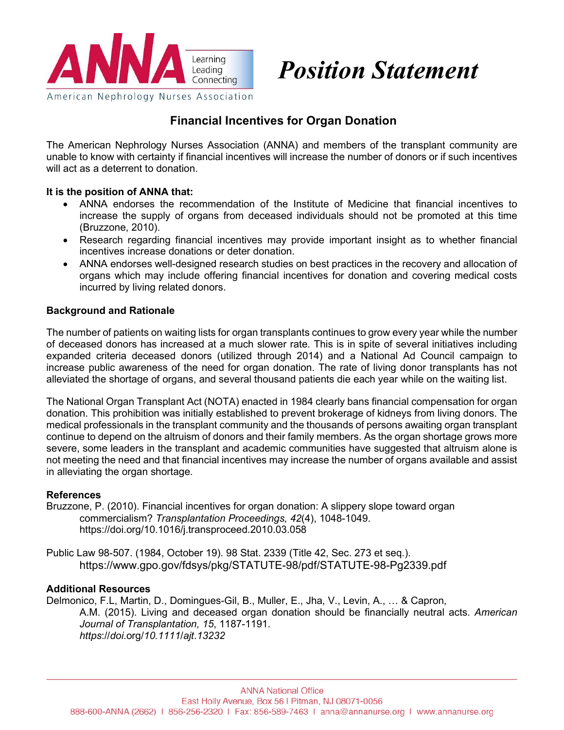# Position Statement

## Financial Incentives for Organ Donation

The American Nephrology Nurses Association (ANNA) and members of the transplant community are unable to know with certainty if financial incentives will increase the number of donors or if such incentives will act as a deterrent to donation.

**It is the position of ANNA that:**

- ANNA endorses the recommendation of the Institute of Medicine that financial incentives to increase the supply of organs from deceased individuals should not be promoted at this time (Bruzzone, 2010).
- Research regarding financial incentives may provide important insight as to whether financial incentives increase donations or deter donation.
- ANNA endorses well-designed research studies on best practices in the recovery and allocation of organs which may include offering financial incentives for donation and covering medical costs incurred by living related donors.

### Background and Rationale

The number of patients on waiting lists for organ transplants continues to grow every year while the number of deceased donors has increased at a much slower rate. This is in spite of several initiatives including expanded criteria deceased donors (utilized through 2014) and a National Ad Council campaign to increase public awareness of the need for organ donation. The rate of living donor transplants has not alleviated the shortage of organs, and several thousand patients die each year while on the waiting list.

The National Organ Transplant Act (NOTA) enacted in 1984 clearly bans financial compensation for organ donation. This prohibition was initially established to prevent brokerage of kidneys from living donors. The medical professionals in the transplant community and the thousands of persons awaiting organ transplant continue to depend on the altruism of donors and their family members. As the organ shortage grows more severe, some leaders in the transplant and academic communities have suggested that altruism alone is not meeting the need and that financial incentives may increase the number of organs available and assist in alleviating the organ shortage.

### References

Bruzzone, P. (2010). Financial incentives for organ donation: A slippery slope toward organ commercialism? *Transplantation Proceedings, 42*(4), 1048-1049. https://doi.org/10.1016/j.transproceed.2010.03.058

Public Law 98-507. (1984, October 19). 98 Stat. 2339 (Title 42, Sec. 273 et seq.). https://www.gpo.gov/fdsys/pkg/STATUTE-98/pdf/STATUTE-98-Pg2339.pdf

### Additional Resources

Delmonico, F.L, Martin, D., Domingues-Gil, B., Muller, E., Jha, V., Levin, A., … & Capron, A.M. (2015). Living and deceased organ donation should be financially neutral acts. *American Journal of Transplantation, 15*, 1187-1191. *https://doi.org/10.1111/ajt.13232*

ANNA National Office
East Holly Avenue, Box 56 | Pitman, NJ 08071-0056
888-600-ANNA (2662) | 856-256-2320 | Fax: 856-589-7463 | anna@annanurse.org | www.annanurse.org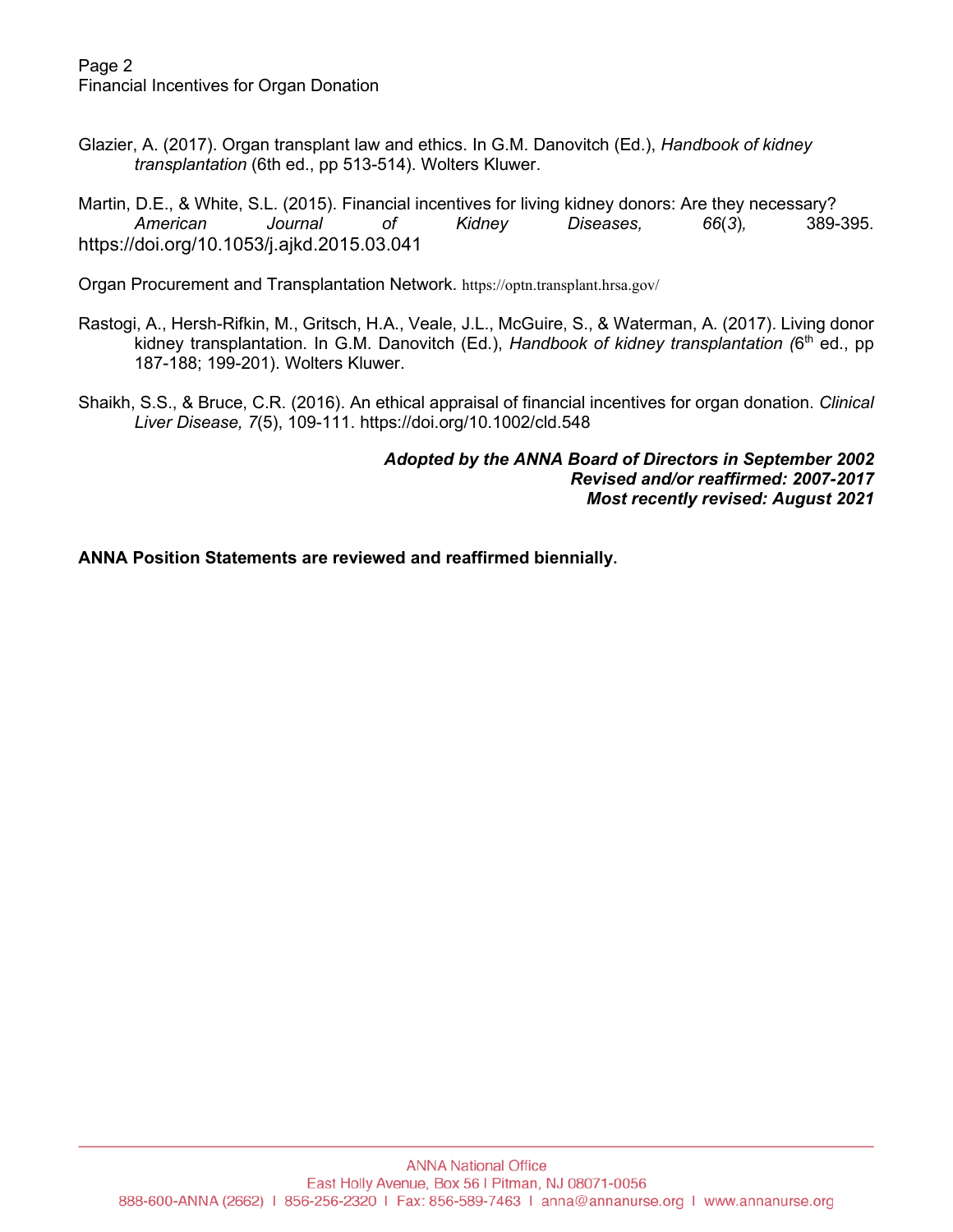Glazier, A. (2017). Organ transplant law and ethics. In G.M. Danovitch (Ed.), *Handbook of kidney transplantation* (6th ed., pp 513-514). Wolters Kluwer.

Martin, D.E., & White, S.L. (2015). Financial incentives for living kidney donors: Are they necessary? *American Journal of Kidney Diseases, 66*(*3*)*,* 389-395. https://doi.org/10.1053/j.ajkd.2015.03.041

Organ Procurement and Transplantation Network. https://optn.transplant.hrsa.gov/

Rastogi, A., Hersh-Rifkin, M., Gritsch, H.A., Veale, J.L., McGuire, S., & Waterman, A. (2017). Living donor kidney transplantation. In G.M. Danovitch (Ed.), *Handbook of kidney transplantation (*6th ed., pp 187-188; 199-201). Wolters Kluwer.

Shaikh, S.S., & Bruce, C.R. (2016). An ethical appraisal of financial incentives for organ donation. *Clinical Liver Disease, 7*(5), 109-111. https://doi.org/10.1002/cld.548

***Adopted by the ANNA Board of Directors in September 2002***
***Revised and/or reaffirmed: 2007-2017***
***Most recently revised: August 2021***

**ANNA Position Statements are reviewed and reaffirmed biennially.**

ANNA National Office
East Holly Avenue, Box 56 | Pitman, NJ 08071-0056
888-600-ANNA (2662) | 856-256-2320 | Fax: 856-589-7463 | anna@annanurse.org | www.annanurse.org